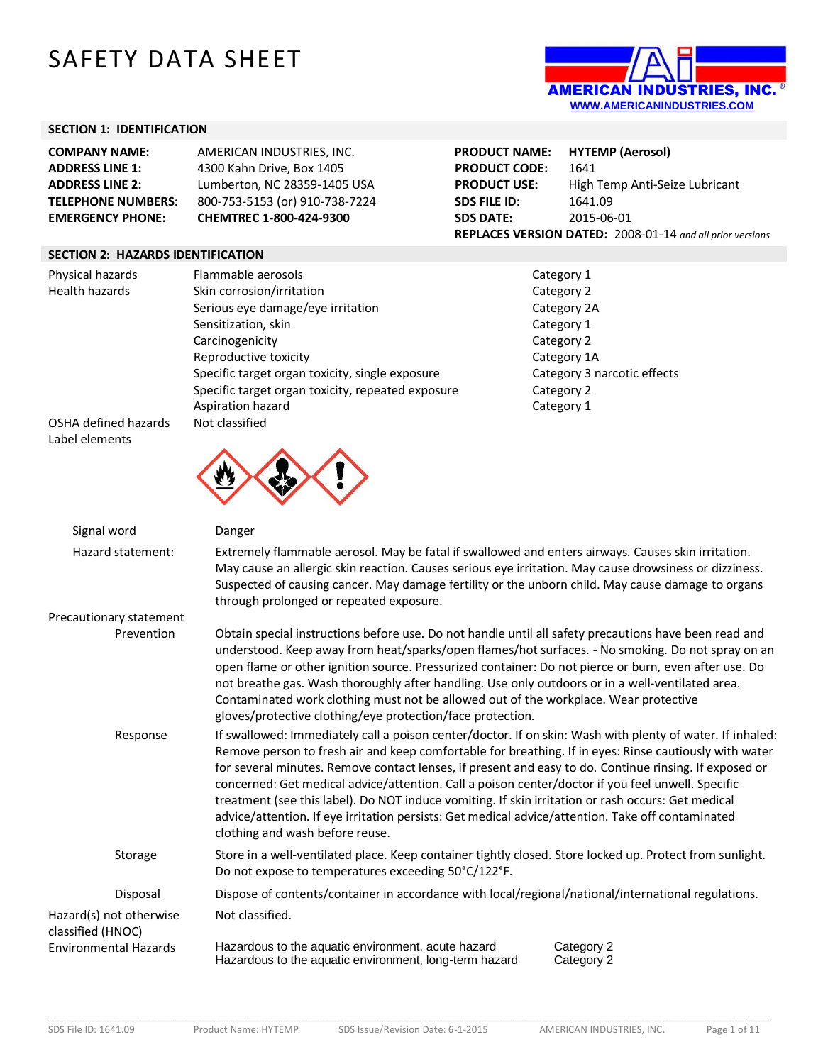# SAFETY DATA SHEET

AMERICAN INDUSTRIES, INC.®
WWW.AMERICANINDUSTRIES.COM

## SECTION 1: IDENTIFICATION

| | | | |
|---|---|---|---|
| **COMPANY NAME:** | AMERICAN INDUSTRIES, INC. | **PRODUCT NAME:** | **HYTEMP (Aerosol)** |
| **ADDRESS LINE 1:** | 4300 Kahn Drive, Box 1405 | **PRODUCT CODE:** | 1641 |
| **ADDRESS LINE 2:** | Lumberton, NC 28359-1405 USA | **PRODUCT USE:** | High Temp Anti-Seize Lubricant |
| **TELEPHONE NUMBERS:** | 800-753-5153 (or) 910-738-7224 | **SDS FILE ID:** | 1641.09 |
| **EMERGENCY PHONE:** | **CHEMTREC 1-800-424-9300** | **SDS DATE:** | 2015-06-01 |

**REPLACES VERSION DATED:** 2008-01-14 *and all prior versions*

## SECTION 2: HAZARDS IDENTIFICATION

| | | |
|---|---|---|
| Physical hazards | Flammable aerosols | Category 1 |
| Health hazards | Skin corrosion/irritation | Category 2 |
| | Serious eye damage/eye irritation | Category 2A |
| | Sensitization, skin | Category 1 |
| | Carcinogenicity | Category 2 |
| | Reproductive toxicity | Category 1A |
| | Specific target organ toxicity, single exposure | Category 3 narcotic effects |
| | Specific target organ toxicity, repeated exposure | Category 2 |
| | Aspiration hazard | Category 1 |
| OSHA defined hazards | Not classified | |

Label elements

**Signal word:** Danger

**Hazard statement:** Extremely flammable aerosol. May be fatal if swallowed and enters airways. Causes skin irritation. May cause an allergic skin reaction. Causes serious eye irritation. May cause drowsiness or dizziness. Suspected of causing cancer. May damage fertility or the unborn child. May cause damage to organs through prolonged or repeated exposure.

**Precautionary statement**

**Prevention:** Obtain special instructions before use. Do not handle until all safety precautions have been read and understood. Keep away from heat/sparks/open flames/hot surfaces. - No smoking. Do not spray on an open flame or other ignition source. Pressurized container: Do not pierce or burn, even after use. Do not breathe gas. Wash thoroughly after handling. Use only outdoors or in a well-ventilated area. Contaminated work clothing must not be allowed out of the workplace. Wear protective gloves/protective clothing/eye protection/face protection.

**Response:** If swallowed: Immediately call a poison center/doctor. If on skin: Wash with plenty of water. If inhaled: Remove person to fresh air and keep comfortable for breathing. If in eyes: Rinse cautiously with water for several minutes. Remove contact lenses, if present and easy to do. Continue rinsing. If exposed or concerned: Get medical advice/attention. Call a poison center/doctor if you feel unwell. Specific treatment (see this label). Do NOT induce vomiting. If skin irritation or rash occurs: Get medical advice/attention. If eye irritation persists: Get medical advice/attention. Take off contaminated clothing and wash before reuse.

**Storage:** Store in a well-ventilated place. Keep container tightly closed. Store locked up. Protect from sunlight. Do not expose to temperatures exceeding 50°C/122°F.

**Disposal:** Dispose of contents/container in accordance with local/regional/national/international regulations.

**Hazard(s) not otherwise classified (HNOC):** Not classified.

**Environmental Hazards**

| | |
|---|---|
| Hazardous to the aquatic environment, acute hazard | Category 2 |
| Hazardous to the aquatic environment, long-term hazard | Category 2 |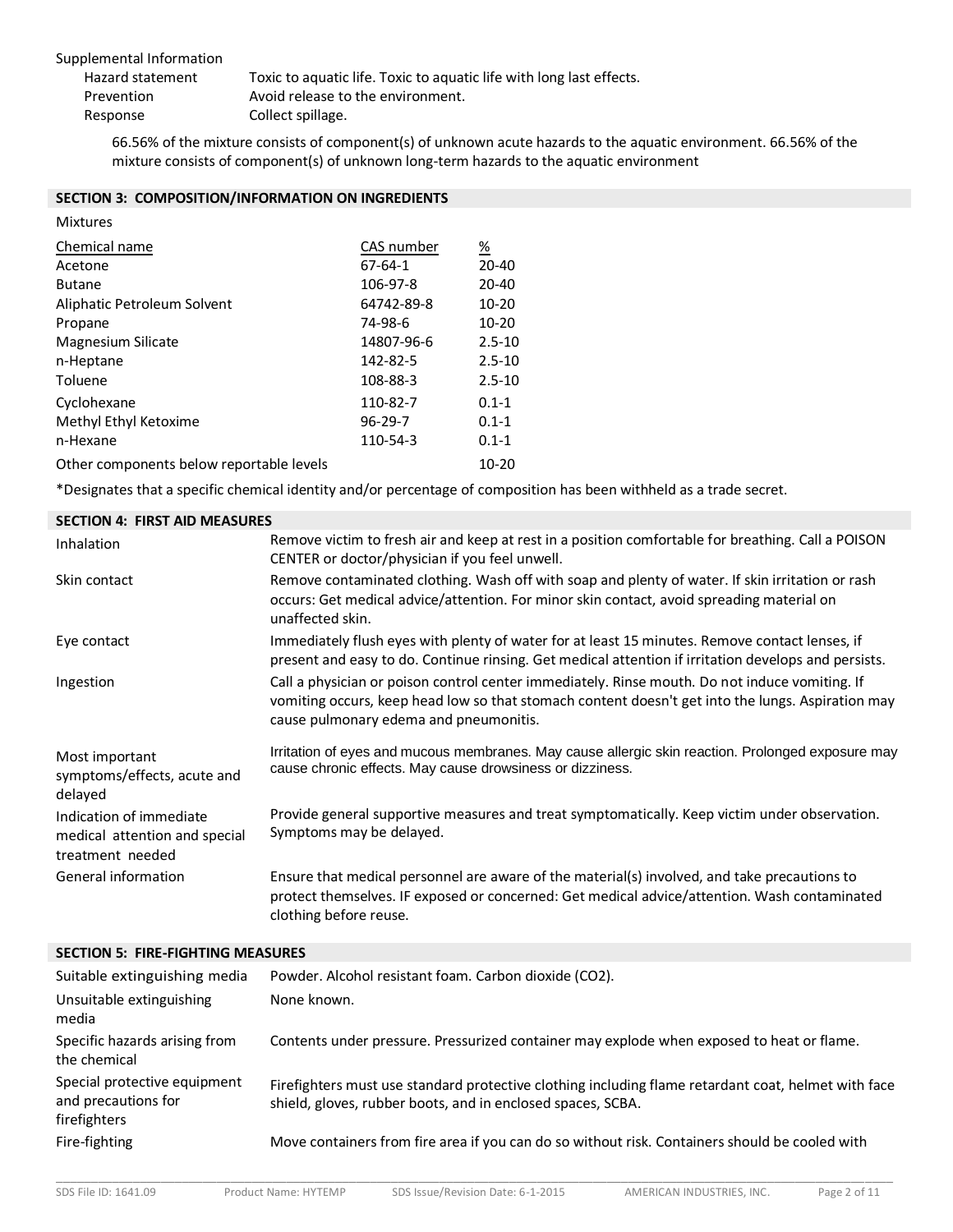Supplemental Information

| | |
|---|---|
| Hazard statement | Toxic to aquatic life. Toxic to aquatic life with long last effects. |
| Prevention | Avoid release to the environment. |
| Response | Collect spillage. |

66.56% of the mixture consists of component(s) of unknown acute hazards to the aquatic environment. 66.56% of the mixture consists of component(s) of unknown long-term hazards to the aquatic environment

## SECTION 3: COMPOSITION/INFORMATION ON INGREDIENTS

Mixtures

| Chemical name | CAS number | % |
|---|---|---|
| Acetone | 67-64-1 | 20-40 |
| Butane | 106-97-8 | 20-40 |
| Aliphatic Petroleum Solvent | 64742-89-8 | 10-20 |
| Propane | 74-98-6 | 10-20 |
| Magnesium Silicate | 14807-96-6 | 2.5-10 |
| n-Heptane | 142-82-5 | 2.5-10 |
| Toluene | 108-88-3 | 2.5-10 |
| Cyclohexane | 110-82-7 | 0.1-1 |
| Methyl Ethyl Ketoxime | 96-29-7 | 0.1-1 |
| n-Hexane | 110-54-3 | 0.1-1 |
| Other components below reportable levels | | 10-20 |

*Designates that a specific chemical identity and/or percentage of composition has been withheld as a trade secret.

## SECTION 4: FIRST AID MEASURES

| | |
|---|---|
| Inhalation | Remove victim to fresh air and keep at rest in a position comfortable for breathing. Call a POISON CENTER or doctor/physician if you feel unwell. |
| Skin contact | Remove contaminated clothing. Wash off with soap and plenty of water. If skin irritation or rash occurs: Get medical advice/attention. For minor skin contact, avoid spreading material on unaffected skin. |
| Eye contact | Immediately flush eyes with plenty of water for at least 15 minutes. Remove contact lenses, if present and easy to do. Continue rinsing. Get medical attention if irritation develops and persists. |
| Ingestion | Call a physician or poison control center immediately. Rinse mouth. Do not induce vomiting. If vomiting occurs, keep head low so that stomach content doesn't get into the lungs. Aspiration may cause pulmonary edema and pneumonitis. |
| Most important symptoms/effects, acute and delayed | Irritation of eyes and mucous membranes. May cause allergic skin reaction. Prolonged exposure may cause chronic effects. May cause drowsiness or dizziness. |
| Indication of immediate medical attention and special treatment needed | Provide general supportive measures and treat symptomatically. Keep victim under observation. Symptoms may be delayed. |
| General information | Ensure that medical personnel are aware of the material(s) involved, and take precautions to protect themselves. IF exposed or concerned: Get medical advice/attention. Wash contaminated clothing before reuse. |

## SECTION 5: FIRE-FIGHTING MEASURES

| | |
|---|---|
| Suitable extinguishing media | Powder. Alcohol resistant foam. Carbon dioxide ($CO_2$). |
| Unsuitable extinguishing media | None known. |
| Specific hazards arising from the chemical | Contents under pressure. Pressurized container may explode when exposed to heat or flame. |
| Special protective equipment and precautions for firefighters | Firefighters must use standard protective clothing including flame retardant coat, helmet with face shield, gloves, rubber boots, and in enclosed spaces, SCBA. |
| Fire-fighting | Move containers from fire area if you can do so without risk. Containers should be cooled with |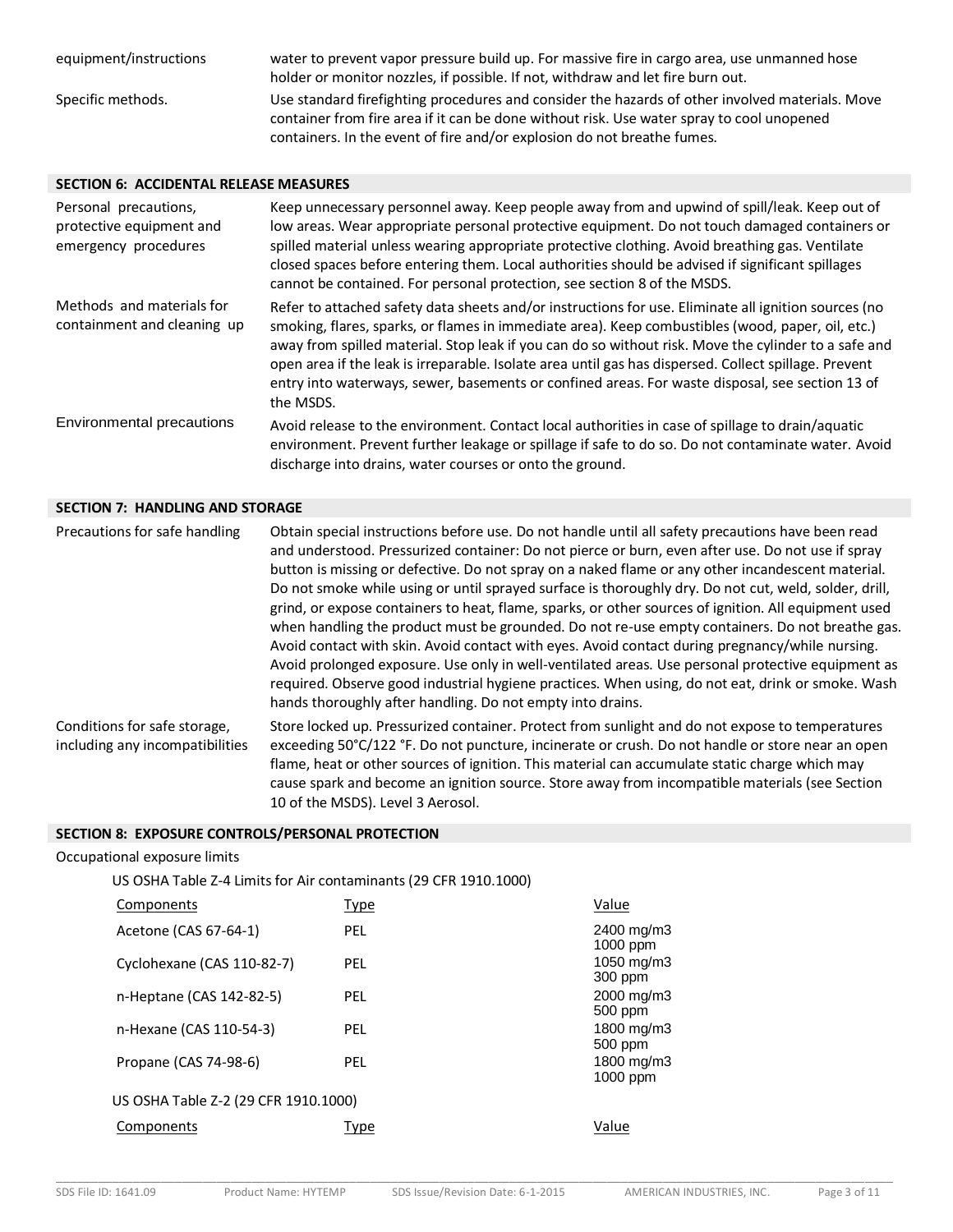| | |
|---|---|
| equipment/instructions | water to prevent vapor pressure build up. For massive fire in cargo area, use unmanned hose holder or monitor nozzles, if possible. If not, withdraw and let fire burn out. |
| Specific methods. | Use standard firefighting procedures and consider the hazards of other involved materials. Move container from fire area if it can be done without risk. Use water spray to cool unopened containers. In the event of fire and/or explosion do not breathe fumes. |

## SECTION 6: ACCIDENTAL RELEASE MEASURES

| | |
|---|---|
| Personal precautions, protective equipment and emergency procedures | Keep unnecessary personnel away. Keep people away from and upwind of spill/leak. Keep out of low areas. Wear appropriate personal protective equipment. Do not touch damaged containers or spilled material unless wearing appropriate protective clothing. Avoid breathing gas. Ventilate closed spaces before entering them. Local authorities should be advised if significant spillages cannot be contained. For personal protection, see section 8 of the MSDS. |
| Methods and materials for containment and cleaning up | Refer to attached safety data sheets and/or instructions for use. Eliminate all ignition sources (no smoking, flares, sparks, or flames in immediate area). Keep combustibles (wood, paper, oil, etc.) away from spilled material. Stop leak if you can do so without risk. Move the cylinder to a safe and open area if the leak is irreparable. Isolate area until gas has dispersed. Collect spillage. Prevent entry into waterways, sewer, basements or confined areas. For waste disposal, see section 13 of the MSDS. |
| Environmental precautions | Avoid release to the environment. Contact local authorities in case of spillage to drain/aquatic environment. Prevent further leakage or spillage if safe to do so. Do not contaminate water. Avoid discharge into drains, water courses or onto the ground. |

## SECTION 7: HANDLING AND STORAGE

| | |
|---|---|
| Precautions for safe handling | Obtain special instructions before use. Do not handle until all safety precautions have been read and understood. Pressurized container: Do not pierce or burn, even after use. Do not use if spray button is missing or defective. Do not spray on a naked flame or any other incandescent material. Do not smoke while using or until sprayed surface is thoroughly dry. Do not cut, weld, solder, drill, grind, or expose containers to heat, flame, sparks, or other sources of ignition. All equipment used when handling the product must be grounded. Do not re-use empty containers. Do not breathe gas. Avoid contact with skin. Avoid contact with eyes. Avoid contact during pregnancy/while nursing. Avoid prolonged exposure. Use only in well-ventilated areas. Use personal protective equipment as required. Observe good industrial hygiene practices. When using, do not eat, drink or smoke. Wash hands thoroughly after handling. Do not empty into drains. |
| Conditions for safe storage, including any incompatibilities | Store locked up. Pressurized container. Protect from sunlight and do not expose to temperatures exceeding 50°C/122 °F. Do not puncture, incinerate or crush. Do not handle or store near an open flame, heat or other sources of ignition. This material can accumulate static charge which may cause spark and become an ignition source. Store away from incompatible materials (see Section 10 of the MSDS). Level 3 Aerosol. |

## SECTION 8: EXPOSURE CONTROLS/PERSONAL PROTECTION

Occupational exposure limits

US OSHA Table Z-4 Limits for Air contaminants (29 CFR 1910.1000)

| Components | Type | Value |
|---|---|---|
| Acetone (CAS 67-64-1) | PEL | 2400 mg/m3<br>1000 ppm |
| Cyclohexane (CAS 110-82-7) | PEL | 1050 mg/m3<br>300 ppm |
| n-Heptane (CAS 142-82-5) | PEL | 2000 mg/m3<br>500 ppm |
| n-Hexane (CAS 110-54-3) | PEL | 1800 mg/m3<br>500 ppm |
| Propane (CAS 74-98-6) | PEL | 1800 mg/m3<br>1000 ppm |

US OSHA Table Z-2 (29 CFR 1910.1000)

| Components | Type | Value |
|---|---|---|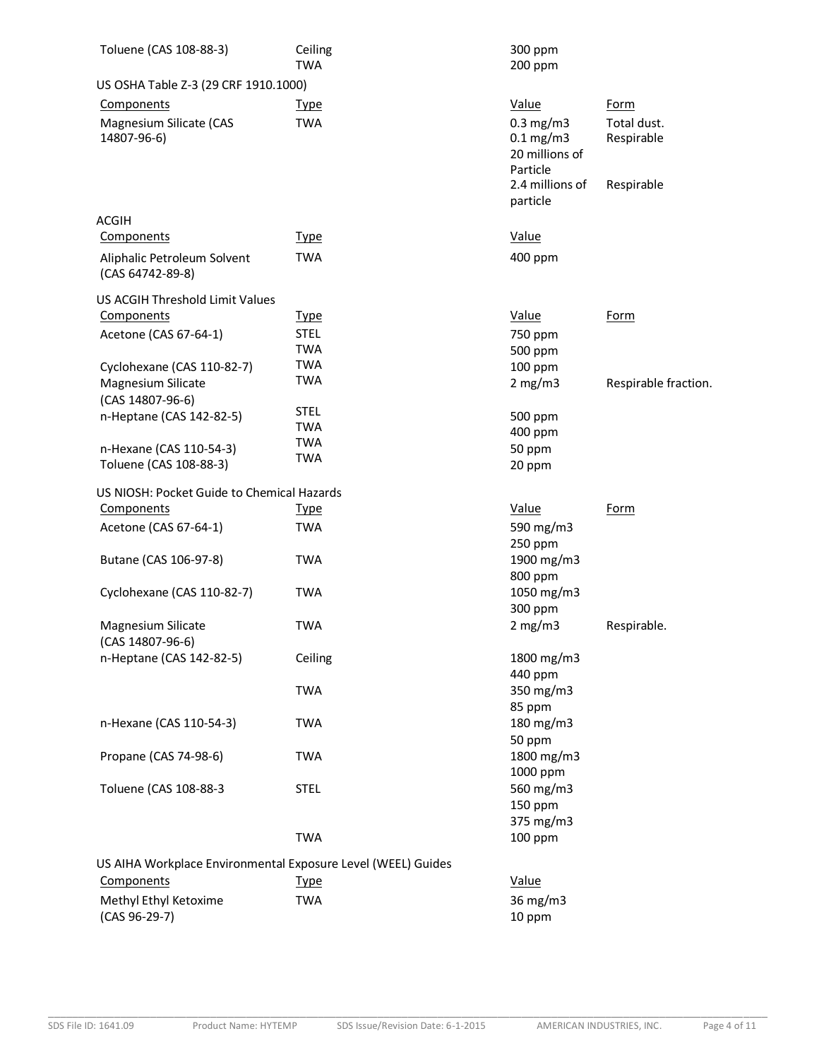| Components | Type | Value | Form |
|---|---|---|---|
| Toluene (CAS 108-88-3) | Ceiling | 300 ppm | |
| | TWA | 200 ppm | |

US OSHA Table Z-3 (29 CRF 1910.1000)

| Components | Type | Value | Form |
|---|---|---|---|
| Magnesium Silicate (CAS 14807-96-6) | TWA | 0.3 mg/m3 | Total dust. |
| | | 0.1 mg/m3 | Respirable |
| | | 20 millions of Particle | |
| | | 2.4 millions of particle | Respirable |

ACGIH

| Components | Type | Value |
|---|---|---|
| Aliphalic Petroleum Solvent (CAS 64742-89-8) | TWA | 400 ppm |

US ACGIH Threshold Limit Values

| Components | Type | Value | Form |
|---|---|---|---|
| Acetone (CAS 67-64-1) | STEL | 750 ppm | |
| | TWA | 500 ppm | |
| Cyclohexane (CAS 110-82-7) | TWA | 100 ppm | |
| Magnesium Silicate (CAS 14807-96-6) | TWA | 2 mg/m3 | Respirable fraction. |
| n-Heptane (CAS 142-82-5) | STEL | 500 ppm | |
| | TWA | 400 ppm | |
| n-Hexane (CAS 110-54-3) | TWA | 50 ppm | |
| Toluene (CAS 108-88-3) | TWA | 20 ppm | |

US NIOSH: Pocket Guide to Chemical Hazards

| Components | Type | Value | Form |
|---|---|---|---|
| Acetone (CAS 67-64-1) | TWA | 590 mg/m3 | |
| | | 250 ppm | |
| Butane (CAS 106-97-8) | TWA | 1900 mg/m3 | |
| | | 800 ppm | |
| Cyclohexane (CAS 110-82-7) | TWA | 1050 mg/m3 | |
| | | 300 ppm | |
| Magnesium Silicate (CAS 14807-96-6) | TWA | 2 mg/m3 | Respirable. |
| n-Heptane (CAS 142-82-5) | Ceiling | 1800 mg/m3 | |
| | | 440 ppm | |
| | TWA | 350 mg/m3 | |
| | | 85 ppm | |
| n-Hexane (CAS 110-54-3) | TWA | 180 mg/m3 | |
| | | 50 ppm | |
| Propane (CAS 74-98-6) | TWA | 1800 mg/m3 | |
| | | 1000 ppm | |
| Toluene (CAS 108-88-3 | STEL | 560 mg/m3 | |
| | | 150 ppm | |
| | | 375 mg/m3 | |
| | TWA | 100 ppm | |

US AIHA Workplace Environmental Exposure Level (WEEL) Guides

| Components | Type | Value |
|---|---|---|
| Methyl Ethyl Ketoxime (CAS 96-29-7) | TWA | 36 mg/m3 |
| | | 10 ppm |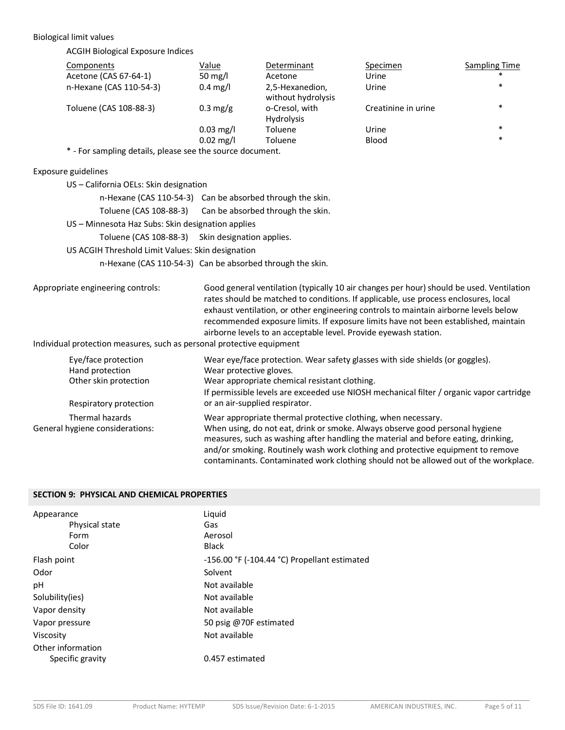Biological limit values

ACGIH Biological Exposure Indices

| Components | Value | Determinant | Specimen | Sampling Time |
|---|---|---|---|---|
| Acetone (CAS 67-64-1) | 50 mg/l | Acetone | Urine | * |
| n-Hexane (CAS 110-54-3) | 0.4 mg/l | 2,5-Hexanedion, without hydrolysis | Urine | * |
| Toluene (CAS 108-88-3) | 0.3 mg/g | o-Cresol, with Hydrolysis | Creatinine in urine | * |
| | 0.03 mg/l | Toluene | Urine | * |
| | 0.02 mg/l | Toluene | Blood | * |

* - For sampling details, please see the source document.

Exposure guidelines

US – California OELs: Skin designation

| | |
|---|---|
| n-Hexane (CAS 110-54-3) | Can be absorbed through the skin. |
| Toluene (CAS 108-88-3) | Can be absorbed through the skin. |

US – Minnesota Haz Subs: Skin designation applies

| | |
|---|---|
| Toluene (CAS 108-88-3) | Skin designation applies. |

US ACGIH Threshold Limit Values: Skin designation

| | |
|---|---|
| n-Hexane (CAS 110-54-3) | Can be absorbed through the skin. |

Appropriate engineering controls: Good general ventilation (typically 10 air changes per hour) should be used. Ventilation rates should be matched to conditions. If applicable, use process enclosures, local exhaust ventilation, or other engineering controls to maintain airborne levels below recommended exposure limits. If exposure limits have not been established, maintain airborne levels to an acceptable level. Provide eyewash station.

Individual protection measures, such as personal protective equipment

| | |
|---|---|
| Eye/face protection | Wear eye/face protection. Wear safety glasses with side shields (or goggles). |
| Hand protection | Wear protective gloves. |
| Other skin protection | Wear appropriate chemical resistant clothing. |
| Respiratory protection | If permissible levels are exceeded use NIOSH mechanical filter / organic vapor cartridge or an air-supplied respirator. |
| Thermal hazards | Wear appropriate thermal protective clothing, when necessary. |

General hygiene considerations: When using, do not eat, drink or smoke. Always observe good personal hygiene measures, such as washing after handling the material and before eating, drinking, and/or smoking. Routinely wash work clothing and protective equipment to remove contaminants. Contaminated work clothing should not be allowed out of the workplace.

## SECTION 9: PHYSICAL AND CHEMICAL PROPERTIES

| | |
|---|---|
| Appearance | Liquid |
| Physical state | Gas |
| Form | Aerosol |
| Color | Black |
| Flash point | -156.00 °F (-104.44 °C) Propellant estimated |
| Odor | Solvent |
| pH | Not available |
| Solubility(ies) | Not available |
| Vapor density | Not available |
| Vapor pressure | 50 psig @70F estimated |
| Viscosity | Not available |
| Other information | |
| Specific gravity | 0.457 estimated |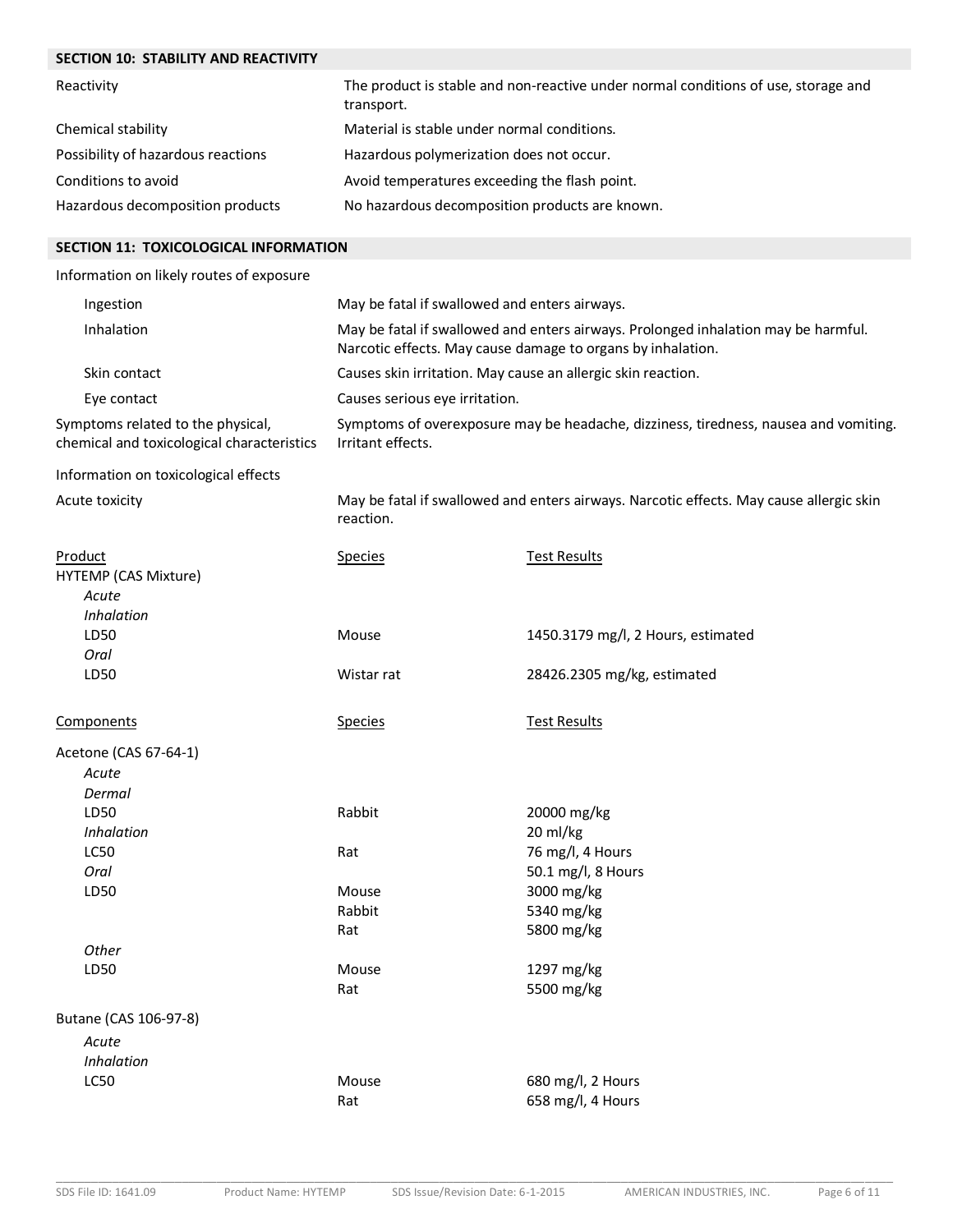## SECTION 10: STABILITY AND REACTIVITY

| | |
|---|---|
| Reactivity | The product is stable and non-reactive under normal conditions of use, storage and transport. |
| Chemical stability | Material is stable under normal conditions. |
| Possibility of hazardous reactions | Hazardous polymerization does not occur. |
| Conditions to avoid | Avoid temperatures exceeding the flash point. |
| Hazardous decomposition products | No hazardous decomposition products are known. |

## SECTION 11: TOXICOLOGICAL INFORMATION

Information on likely routes of exposure

| | |
|---|---|
| Ingestion | May be fatal if swallowed and enters airways. |
| Inhalation | May be fatal if swallowed and enters airways. Prolonged inhalation may be harmful. Narcotic effects. May cause damage to organs by inhalation. |
| Skin contact | Causes skin irritation. May cause an allergic skin reaction. |
| Eye contact | Causes serious eye irritation. |
| Symptoms related to the physical, chemical and toxicological characteristics | Symptoms of overexposure may be headache, dizziness, tiredness, nausea and vomiting. Irritant effects. |

Information on toxicological effects

| | |
|---|---|
| Acute toxicity | May be fatal if swallowed and enters airways. Narcotic effects. May cause allergic skin reaction. |

| Product | Species | Test Results |
|---|---|---|
| HYTEMP (CAS Mixture) | | |
| *Acute* | | |
| *Inhalation* | | |
| LD50 | Mouse | 1450.3179 mg/l, 2 Hours, estimated |
| *Oral* | | |
| LD50 | Wistar rat | 28426.2305 mg/kg, estimated |

| Components | Species | Test Results |
|---|---|---|
| Acetone (CAS 67-64-1) | | |
| *Acute* | | |
| *Dermal* | | |
| LD50 | Rabbit | 20000 mg/kg |
| *Inhalation* | | 20 ml/kg |
| LC50 | Rat | 76 mg/l, 4 Hours |
| *Oral* | | 50.1 mg/l, 8 Hours |
| LD50 | Mouse | 3000 mg/kg |
| | Rabbit | 5340 mg/kg |
| | Rat | 5800 mg/kg |
| *Other* | | |
| LD50 | Mouse | 1297 mg/kg |
| | Rat | 5500 mg/kg |
| Butane (CAS 106-97-8) | | |
| *Acute* | | |
| *Inhalation* | | |
| LC50 | Mouse | 680 mg/l, 2 Hours |
| | Rat | 658 mg/l, 4 Hours |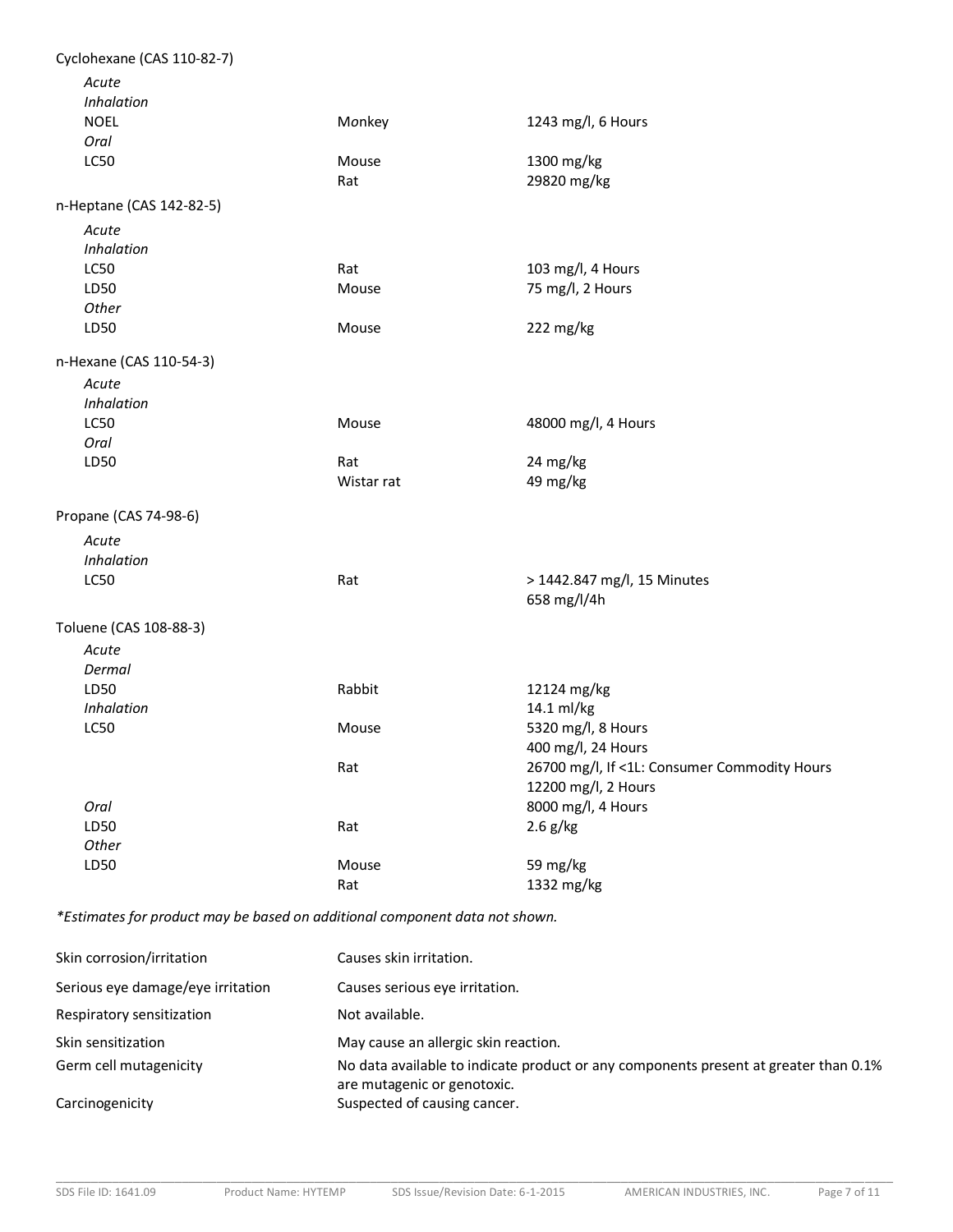| Component | Species | Test Results |
|---|---|---|
| **Cyclohexane (CAS 110-82-7)** | | |
| *Acute* | | |
| *Inhalation* | | |
| NOEL | Monkey | 1243 mg/l, 6 Hours |
| *Oral* | | |
| LC50 | Mouse | 1300 mg/kg |
| | Rat | 29820 mg/kg |
| **n-Heptane (CAS 142-82-5)** | | |
| *Acute* | | |
| *Inhalation* | | |
| LC50 | Rat | 103 mg/l, 4 Hours |
| LD50 | Mouse | 75 mg/l, 2 Hours |
| *Other* | | |
| LD50 | Mouse | 222 mg/kg |
| **n-Hexane (CAS 110-54-3)** | | |
| *Acute* | | |
| *Inhalation* | | |
| LC50 | Mouse | 48000 mg/l, 4 Hours |
| *Oral* | | |
| LD50 | Rat | 24 mg/kg |
| | Wistar rat | 49 mg/kg |
| **Propane (CAS 74-98-6)** | | |
| *Acute* | | |
| *Inhalation* | | |
| LC50 | Rat | > 1442.847 mg/l, 15 Minutes |
| | | 658 mg/l/4h |
| **Toluene (CAS 108-88-3)** | | |
| *Acute* | | |
| *Dermal* | | |
| LD50 | Rabbit | 12124 mg/kg |
| *Inhalation* | | 14.1 ml/kg |
| LC50 | Mouse | 5320 mg/l, 8 Hours |
| | | 400 mg/l, 24 Hours |
| | Rat | 26700 mg/l, If <1L: Consumer Commodity Hours |
| | | 12200 mg/l, 2 Hours |
| *Oral* | | 8000 mg/l, 4 Hours |
| LD50 | Rat | 2.6 g/kg |
| *Other* | | |
| LD50 | Mouse | 59 mg/kg |
| | Rat | 1332 mg/kg |

*\*Estimates for product may be based on additional component data not shown.*

| | |
|---|---|
| Skin corrosion/irritation | Causes skin irritation. |
| Serious eye damage/eye irritation | Causes serious eye irritation. |
| Respiratory sensitization | Not available. |
| Skin sensitization | May cause an allergic skin reaction. |
| Germ cell mutagenicity | No data available to indicate product or any components present at greater than 0.1% are mutagenic or genotoxic. |
| Carcinogenicity | Suspected of causing cancer. |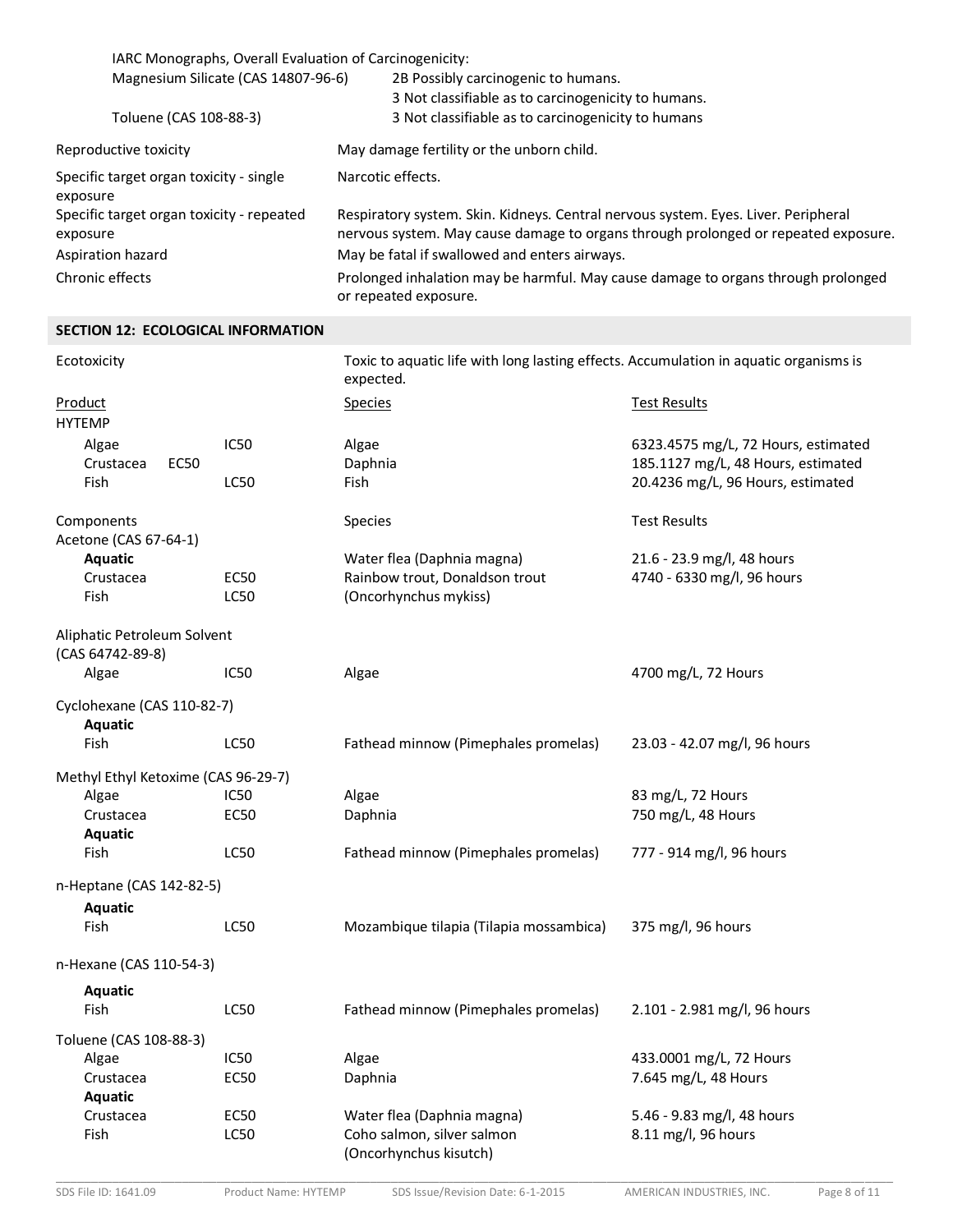IARC Monographs, Overall Evaluation of Carcinogenicity:

| | |
|---|---|
| Magnesium Silicate (CAS 14807-96-6) | 2B Possibly carcinogenic to humans. |
| | 3 Not classifiable as to carcinogenicity to humans. |
| Toluene (CAS 108-88-3) | 3 Not classifiable as to carcinogenicity to humans |

| | |
|---|---|
| Reproductive toxicity | May damage fertility or the unborn child. |
| Specific target organ toxicity - single exposure | Narcotic effects. |
| Specific target organ toxicity - repeated exposure | Respiratory system. Skin. Kidneys. Central nervous system. Eyes. Liver. Peripheral nervous system. May cause damage to organs through prolonged or repeated exposure. |
| Aspiration hazard | May be fatal if swallowed and enters airways. |
| Chronic effects | Prolonged inhalation may be harmful. May cause damage to organs through prolonged or repeated exposure. |

## SECTION 12: ECOLOGICAL INFORMATION

Ecotoxicity: Toxic to aquatic life with long lasting effects. Accumulation in aquatic organisms is expected.

| Product | | Species | Test Results |
|---|---|---|---|
| **HYTEMP** | | | |
| Algae | IC50 | Algae | 6323.4575 mg/L, 72 Hours, estimated |
| Crustacea | EC50 | Daphnia | 185.1127 mg/L, 48 Hours, estimated |
| Fish | LC50 | Fish | 20.4236 mg/L, 96 Hours, estimated |

| Components | | Species | Test Results |
|---|---|---|---|
| **Acetone (CAS 67-64-1)** | | | |
| **Aquatic** | | | |
| Crustacea | EC50 | Water flea (Daphnia magna) | 21.6 - 23.9 mg/l, 48 hours |
| Fish | LC50 | Rainbow trout, Donaldson trout (Oncorhynchus mykiss) | 4740 - 6330 mg/l, 96 hours |
| **Aliphatic Petroleum Solvent (CAS 64742-89-8)** | | | |
| Algae | IC50 | Algae | 4700 mg/L, 72 Hours |
| **Cyclohexane (CAS 110-82-7)** | | | |
| **Aquatic** | | | |
| Fish | LC50 | Fathead minnow (Pimephales promelas) | 23.03 - 42.07 mg/l, 96 hours |
| **Methyl Ethyl Ketoxime (CAS 96-29-7)** | | | |
| Algae | IC50 | Algae | 83 mg/L, 72 Hours |
| Crustacea | EC50 | Daphnia | 750 mg/L, 48 Hours |
| **Aquatic** | | | |
| Fish | LC50 | Fathead minnow (Pimephales promelas) | 777 - 914 mg/l, 96 hours |
| **n-Heptane (CAS 142-82-5)** | | | |
| **Aquatic** | | | |
| Fish | LC50 | Mozambique tilapia (Tilapia mossambica) | 375 mg/l, 96 hours |
| **n-Hexane (CAS 110-54-3)** | | | |
| **Aquatic** | | | |
| Fish | LC50 | Fathead minnow (Pimephales promelas) | 2.101 - 2.981 mg/l, 96 hours |
| **Toluene (CAS 108-88-3)** | | | |
| Algae | IC50 | Algae | 433.0001 mg/L, 72 Hours |
| Crustacea | EC50 | Daphnia | 7.645 mg/L, 48 Hours |
| **Aquatic** | | | |
| Crustacea | EC50 | Water flea (Daphnia magna) | 5.46 - 9.83 mg/l, 48 hours |
| Fish | LC50 | Coho salmon, silver salmon (Oncorhynchus kisutch) | 8.11 mg/l, 96 hours |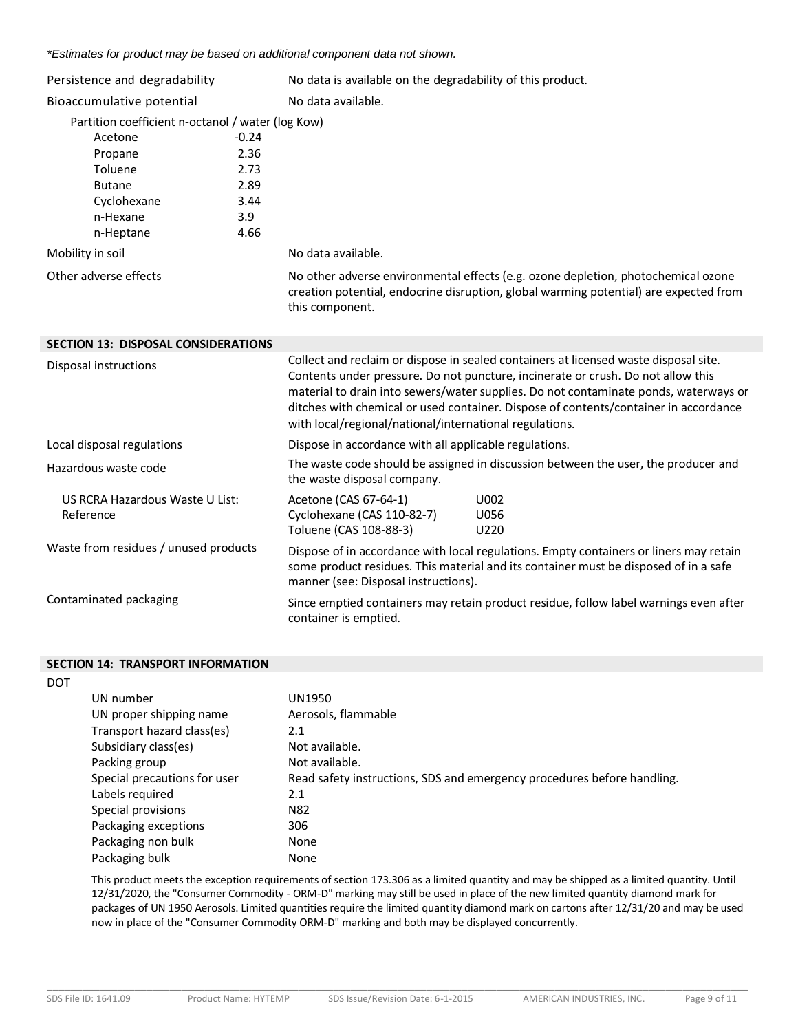*\*Estimates for product may be based on additional component data not shown.*

| | |
|---|---|
| Persistence and degradability | No data is available on the degradability of this product. |
| Bioaccumulative potential | No data available. |

Partition coefficient n-octanol / water (log Kow)

| | |
|---|---|
| Acetone | -0.24 |
| Propane | 2.36 |
| Toluene | 2.73 |
| Butane | 2.89 |
| Cyclohexane | 3.44 |
| n-Hexane | 3.9 |
| n-Heptane | 4.66 |

| | |
|---|---|
| Mobility in soil | No data available. |
| Other adverse effects | No other adverse environmental effects (e.g. ozone depletion, photochemical ozone creation potential, endocrine disruption, global warming potential) are expected from this component. |

## SECTION 13: DISPOSAL CONSIDERATIONS

| | |
|---|---|
| Disposal instructions | Collect and reclaim or dispose in sealed containers at licensed waste disposal site. Contents under pressure. Do not puncture, incinerate or crush. Do not allow this material to drain into sewers/water supplies. Do not contaminate ponds, waterways or ditches with chemical or used container. Dispose of contents/container in accordance with local/regional/national/international regulations. |
| Local disposal regulations | Dispose in accordance with all applicable regulations. |
| Hazardous waste code | The waste code should be assigned in discussion between the user, the producer and the waste disposal company. |

US RCRA Hazardous Waste U List: Reference

| | |
|---|---|
| Acetone (CAS 67-64-1) | U002 |
| Cyclohexane (CAS 110-82-7) | U056 |
| Toluene (CAS 108-88-3) | U220 |

| | |
|---|---|
| Waste from residues / unused products | Dispose of in accordance with local regulations. Empty containers or liners may retain some product residues. This material and its container must be disposed of in a safe manner (see: Disposal instructions). |
| Contaminated packaging | Since emptied containers may retain product residue, follow label warnings even after container is emptied. |

## SECTION 14: TRANSPORT INFORMATION

DOT

| | |
|---|---|
| UN number | UN1950 |
| UN proper shipping name | Aerosols, flammable |
| Transport hazard class(es) | 2.1 |
| Subsidiary class(es) | Not available. |
| Packing group | Not available. |
| Special precautions for user | Read safety instructions, SDS and emergency procedures before handling. |
| Labels required | 2.1 |
| Special provisions | N82 |
| Packaging exceptions | 306 |
| Packaging non bulk | None |
| Packaging bulk | None |

This product meets the exception requirements of section 173.306 as a limited quantity and may be shipped as a limited quantity. Until 12/31/2020, the "Consumer Commodity - ORM-D" marking may still be used in place of the new limited quantity diamond mark for packages of UN 1950 Aerosols. Limited quantities require the limited quantity diamond mark on cartons after 12/31/20 and may be used now in place of the "Consumer Commodity ORM-D" marking and both may be displayed concurrently.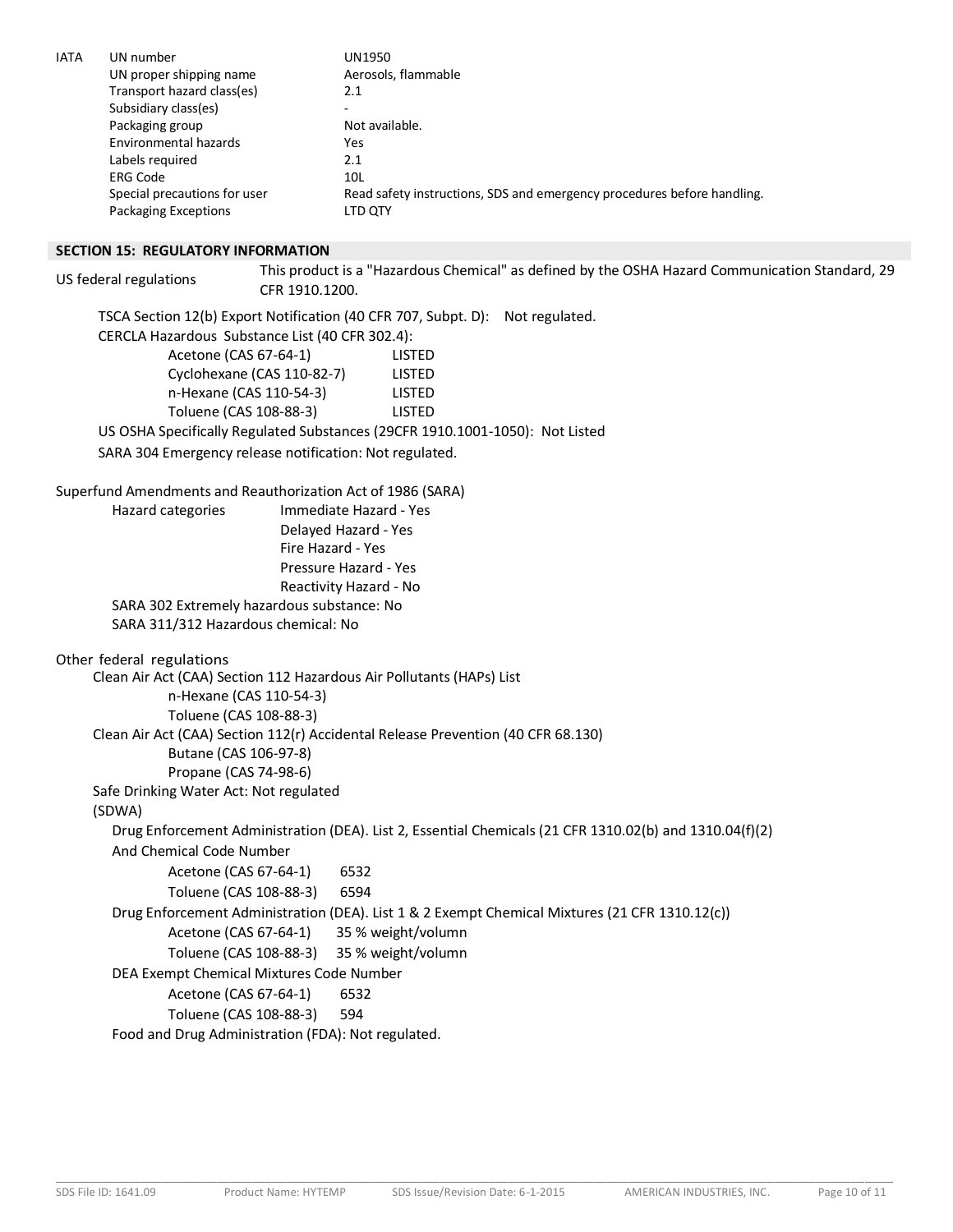| IATA | | |
|---|---|---|
| | UN number | UN1950 |
| | UN proper shipping name | Aerosols, flammable |
| | Transport hazard class(es) | 2.1 |
| | Subsidiary class(es) | - |
| | Packaging group | Not available. |
| | Environmental hazards | Yes |
| | Labels required | 2.1 |
| | ERG Code | 10L |
| | Special precautions for user | Read safety instructions, SDS and emergency procedures before handling. |
| | Packaging Exceptions | LTD QTY |

## SECTION 15: REGULATORY INFORMATION

US federal regulations: This product is a "Hazardous Chemical" as defined by the OSHA Hazard Communication Standard, 29 CFR 1910.1200.

TSCA Section 12(b) Export Notification (40 CFR 707, Subpt. D): Not regulated.

CERCLA Hazardous Substance List (40 CFR 302.4):

| | |
|---|---|
| Acetone (CAS 67-64-1) | LISTED |
| Cyclohexane (CAS 110-82-7) | LISTED |
| n-Hexane (CAS 110-54-3) | LISTED |
| Toluene (CAS 108-88-3) | LISTED |

US OSHA Specifically Regulated Substances (29CFR 1910.1001-1050): Not Listed

SARA 304 Emergency release notification: Not regulated.

Superfund Amendments and Reauthorization Act of 1986 (SARA)

Hazard categories:
- Immediate Hazard - Yes
- Delayed Hazard - Yes
- Fire Hazard - Yes
- Pressure Hazard - Yes
- Reactivity Hazard - No

SARA 302 Extremely hazardous substance: No

SARA 311/312 Hazardous chemical: No

Other federal regulations

Clean Air Act (CAA) Section 112 Hazardous Air Pollutants (HAPs) List
- n-Hexane (CAS 110-54-3)
- Toluene (CAS 108-88-3)

Clean Air Act (CAA) Section 112(r) Accidental Release Prevention (40 CFR 68.130)
- Butane (CAS 106-97-8)
- Propane (CAS 74-98-6)

Safe Drinking Water Act: Not regulated (SDWA)

Drug Enforcement Administration (DEA). List 2, Essential Chemicals (21 CFR 1310.02(b) and 1310.04(f)(2) And Chemical Code Number

| | |
|---|---|
| Acetone (CAS 67-64-1) | 6532 |
| Toluene (CAS 108-88-3) | 6594 |

Drug Enforcement Administration (DEA). List 1 & 2 Exempt Chemical Mixtures (21 CFR 1310.12(c))

| | |
|---|---|
| Acetone (CAS 67-64-1) | 35 % weight/volumn |
| Toluene (CAS 108-88-3) | 35 % weight/volumn |

DEA Exempt Chemical Mixtures Code Number

| | |
|---|---|
| Acetone (CAS 67-64-1) | 6532 |
| Toluene (CAS 108-88-3) | 594 |

Food and Drug Administration (FDA): Not regulated.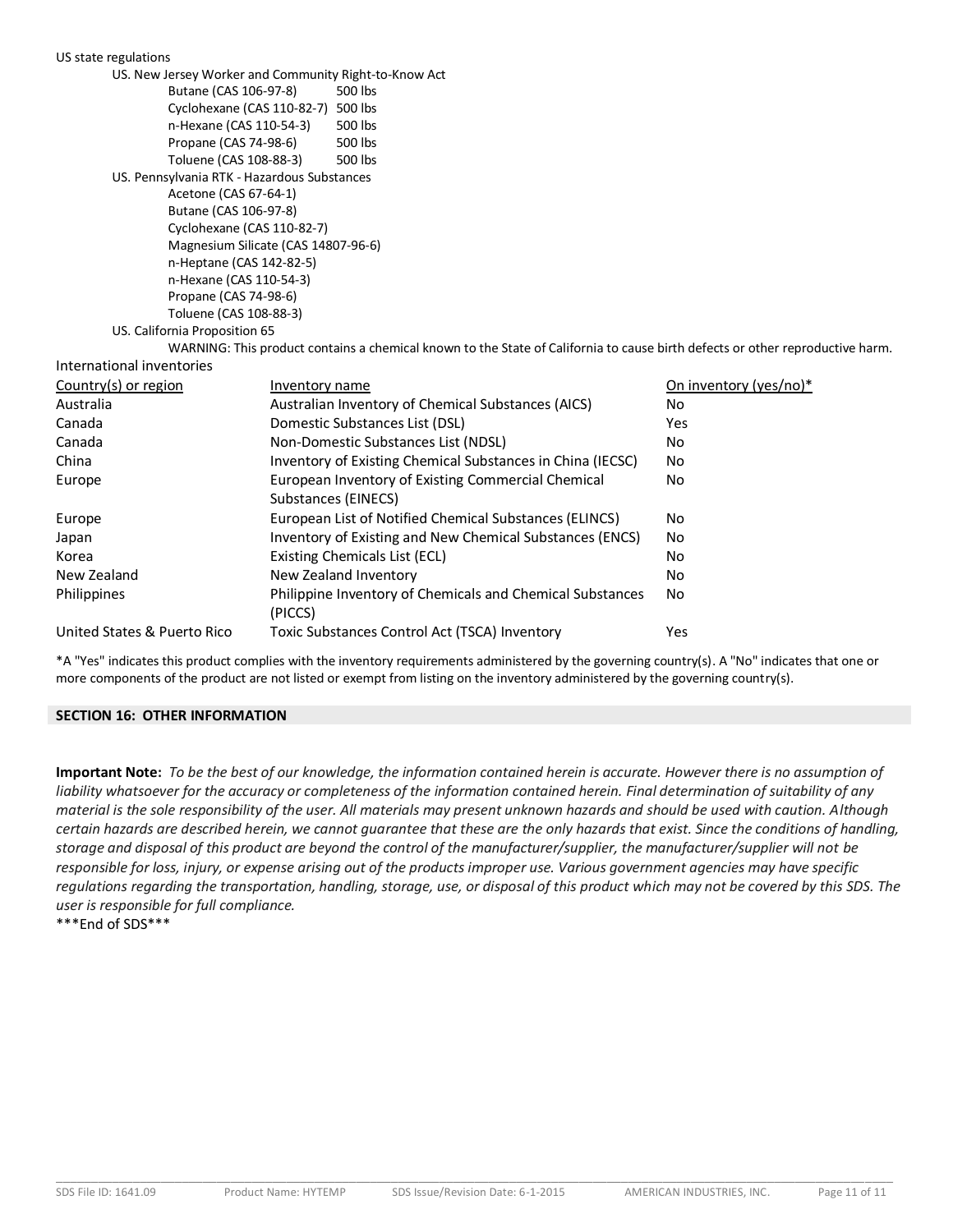US state regulations

US. New Jersey Worker and Community Right-to-Know Act

| | |
|---|---|
| Butane (CAS 106-97-8) | 500 lbs |
| Cyclohexane (CAS 110-82-7) | 500 lbs |
| n-Hexane (CAS 110-54-3) | 500 lbs |
| Propane (CAS 74-98-6) | 500 lbs |
| Toluene (CAS 108-88-3) | 500 lbs |

US. Pennsylvania RTK - Hazardous Substances

- Acetone (CAS 67-64-1)
- Butane (CAS 106-97-8)
- Cyclohexane (CAS 110-82-7)
- Magnesium Silicate (CAS 14807-96-6)
- n-Heptane (CAS 142-82-5)
- n-Hexane (CAS 110-54-3)
- Propane (CAS 74-98-6)
- Toluene (CAS 108-88-3)

US. California Proposition 65

WARNING: This product contains a chemical known to the State of California to cause birth defects or other reproductive harm.

International inventories

| Country(s) or region | Inventory name | On inventory (yes/no)* |
|---|---|---|
| Australia | Australian Inventory of Chemical Substances (AICS) | No |
| Canada | Domestic Substances List (DSL) | Yes |
| Canada | Non-Domestic Substances List (NDSL) | No |
| China | Inventory of Existing Chemical Substances in China (IECSC) | No |
| Europe | European Inventory of Existing Commercial Chemical Substances (EINECS) | No |
| Europe | European List of Notified Chemical Substances (ELINCS) | No |
| Japan | Inventory of Existing and New Chemical Substances (ENCS) | No |
| Korea | Existing Chemicals List (ECL) | No |
| New Zealand | New Zealand Inventory | No |
| Philippines | Philippine Inventory of Chemicals and Chemical Substances (PICCS) | No |
| United States & Puerto Rico | Toxic Substances Control Act (TSCA) Inventory | Yes |

*A "Yes" indicates this product complies with the inventory requirements administered by the governing country(s). A "No" indicates that one or more components of the product are not listed or exempt from listing on the inventory administered by the governing country(s).

## SECTION 16: OTHER INFORMATION

**Important Note:** *To be the best of our knowledge, the information contained herein is accurate. However there is no assumption of liability whatsoever for the accuracy or completeness of the information contained herein. Final determination of suitability of any material is the sole responsibility of the user. All materials may present unknown hazards and should be used with caution. Although certain hazards are described herein, we cannot guarantee that these are the only hazards that exist. Since the conditions of handling, storage and disposal of this product are beyond the control of the manufacturer/supplier, the manufacturer/supplier will not be responsible for loss, injury, or expense arising out of the products improper use. Various government agencies may have specific regulations regarding the transportation, handling, storage, use, or disposal of this product which may not be covered by this SDS. The user is responsible for full compliance.*

***End of SDS***